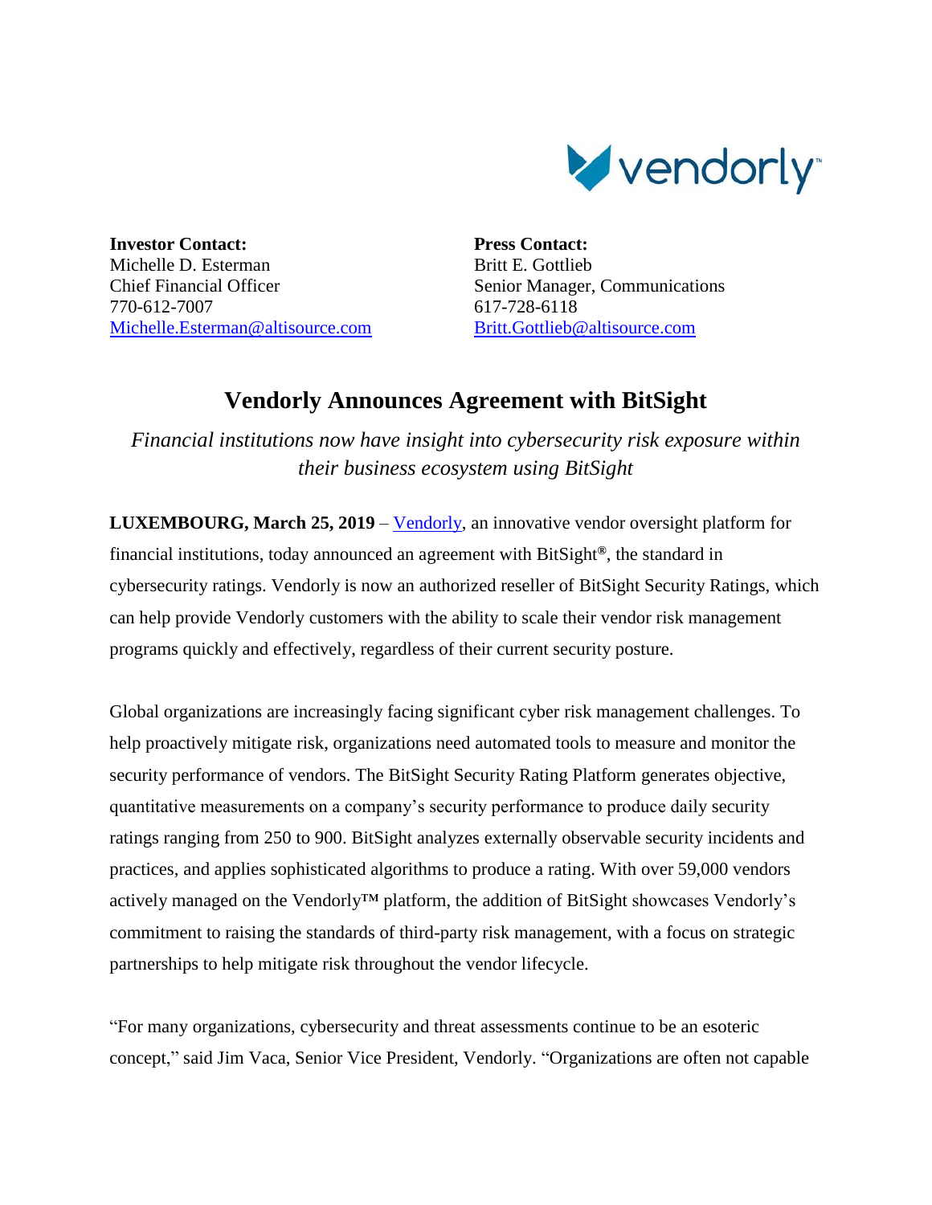**Investor Contact:**
Michelle D. Esterman
Chief Financial Officer
770-612-7007
Michelle.Esterman@altisource.com

**Press Contact:**
Britt E. Gottlieb
Senior Manager, Communications
617-728-6118
Britt.Gottlieb@altisource.com

# Vendorly Announces Agreement with BitSight

*Financial institutions now have insight into cybersecurity risk exposure within their business ecosystem using BitSight*

**LUXEMBOURG, March 25, 2019** – Vendorly, an innovative vendor oversight platform for financial institutions, today announced an agreement with BitSight®, the standard in cybersecurity ratings. Vendorly is now an authorized reseller of BitSight Security Ratings, which can help provide Vendorly customers with the ability to scale their vendor risk management programs quickly and effectively, regardless of their current security posture.

Global organizations are increasingly facing significant cyber risk management challenges. To help proactively mitigate risk, organizations need automated tools to measure and monitor the security performance of vendors. The BitSight Security Rating Platform generates objective, quantitative measurements on a company's security performance to produce daily security ratings ranging from 250 to 900. BitSight analyzes externally observable security incidents and practices, and applies sophisticated algorithms to produce a rating. With over 59,000 vendors actively managed on the Vendorly™ platform, the addition of BitSight showcases Vendorly's commitment to raising the standards of third-party risk management, with a focus on strategic partnerships to help mitigate risk throughout the vendor lifecycle.

"For many organizations, cybersecurity and threat assessments continue to be an esoteric concept," said Jim Vaca, Senior Vice President, Vendorly. "Organizations are often not capable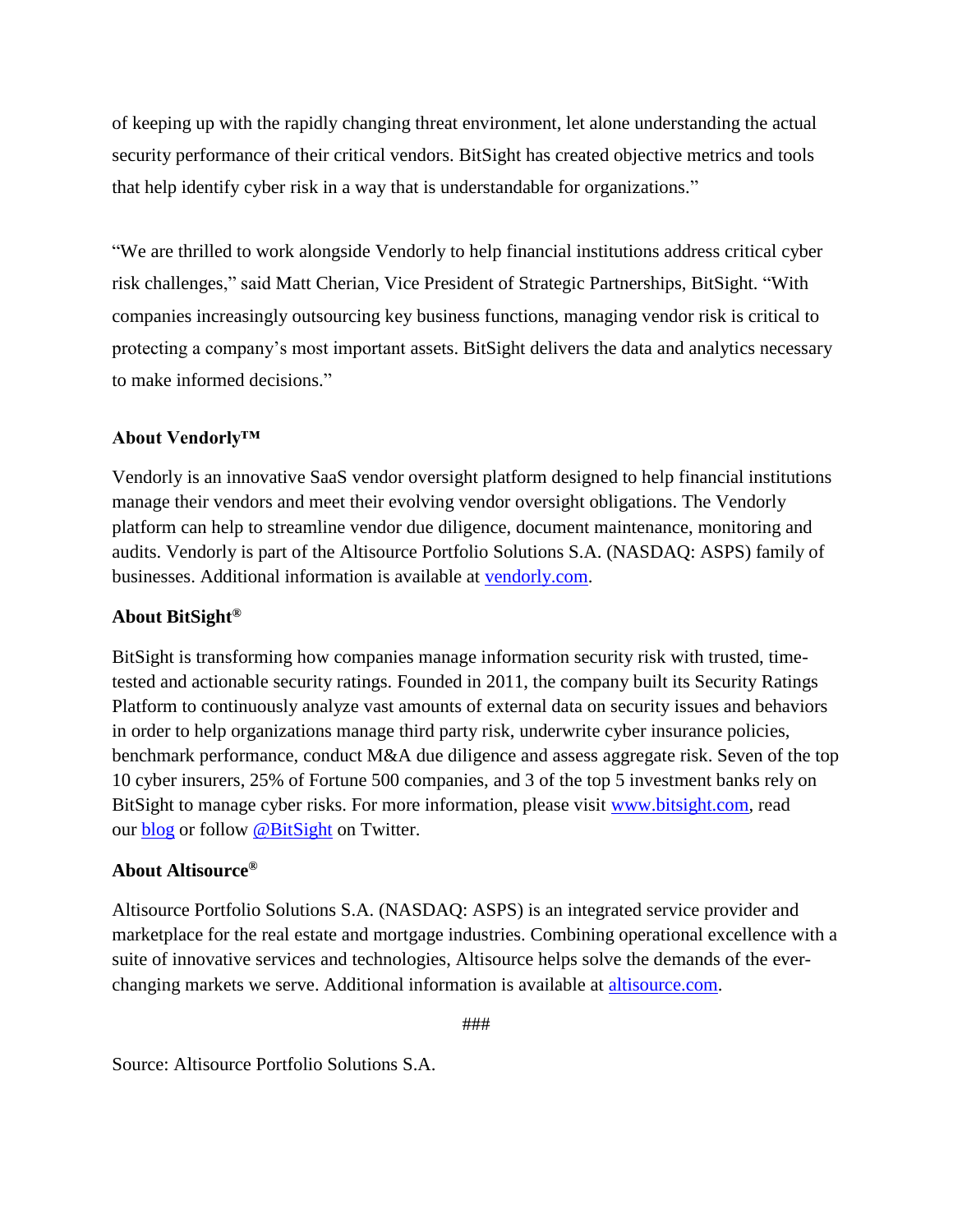of keeping up with the rapidly changing threat environment, let alone understanding the actual security performance of their critical vendors. BitSight has created objective metrics and tools that help identify cyber risk in a way that is understandable for organizations."

"We are thrilled to work alongside Vendorly to help financial institutions address critical cyber risk challenges," said Matt Cherian, Vice President of Strategic Partnerships, BitSight. "With companies increasingly outsourcing key business functions, managing vendor risk is critical to protecting a company's most important assets. BitSight delivers the data and analytics necessary to make informed decisions."

**About Vendorly™**

Vendorly is an innovative SaaS vendor oversight platform designed to help financial institutions manage their vendors and meet their evolving vendor oversight obligations. The Vendorly platform can help to streamline vendor due diligence, document maintenance, monitoring and audits. Vendorly is part of the Altisource Portfolio Solutions S.A. (NASDAQ: ASPS) family of businesses. Additional information is available at [vendorly.com](vendorly.com).

**About BitSight®**

BitSight is transforming how companies manage information security risk with trusted, time-tested and actionable security ratings. Founded in 2011, the company built its Security Ratings Platform to continuously analyze vast amounts of external data on security issues and behaviors in order to help organizations manage third party risk, underwrite cyber insurance policies, benchmark performance, conduct M&A due diligence and assess aggregate risk. Seven of the top 10 cyber insurers, 25% of Fortune 500 companies, and 3 of the top 5 investment banks rely on BitSight to manage cyber risks. For more information, please visit [www.bitsight.com](www.bitsight.com), read our blog or follow @BitSight on Twitter.

**About Altisource®**

Altisource Portfolio Solutions S.A. (NASDAQ: ASPS) is an integrated service provider and marketplace for the real estate and mortgage industries. Combining operational excellence with a suite of innovative services and technologies, Altisource helps solve the demands of the ever-changing markets we serve. Additional information is available at [altisource.com](altisource.com).

###

Source: Altisource Portfolio Solutions S.A.